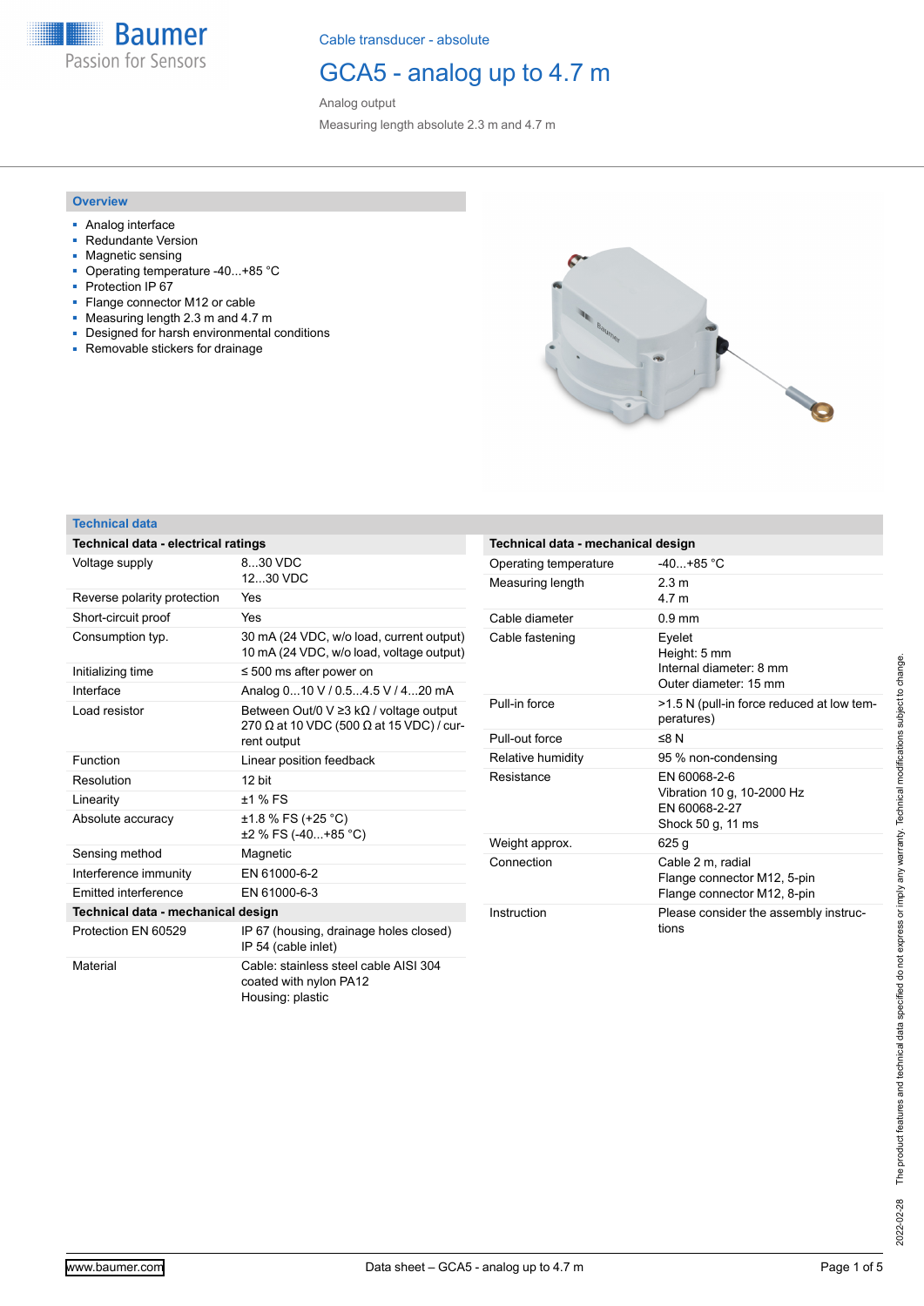Baumer
Passion for Sensors

Cable transducer - absolute

# GCA5 - analog up to 4.7 m

Analog output

Measuring length absolute 2.3 m and 4.7 m

## Overview

- Analog interface
- Redundante Version
- Magnetic sensing
- Operating temperature -40...+85 °C
- Protection IP 67
- Flange connector M12 or cable
- Measuring length 2.3 m and 4.7 m
- Designed for harsh environmental conditions
- Removable stickers for drainage

## Technical data

| Technical data - electrical ratings | |
|---|---|
| Voltage supply | 8...30 VDC<br>12...30 VDC |
| Reverse polarity protection | Yes |
| Short-circuit proof | Yes |
| Consumption typ. | 30 mA (24 VDC, w/o load, current output)<br>10 mA (24 VDC, w/o load, voltage output) |
| Initializing time | ≤ 500 ms after power on |
| Interface | Analog 0...10 V / 0.5...4.5 V / 4...20 mA |
| Load resistor | Between Out/0 V ≥3 kΩ / voltage output<br>270 Ω at 10 VDC (500 Ω at 15 VDC) / current output |
| Function | Linear position feedback |
| Resolution | 12 bit |
| Linearity | ±1 % FS |
| Absolute accuracy | ±1.8 % FS (+25 °C)<br>±2 % FS (-40...+85 °C) |
| Sensing method | Magnetic |
| Interference immunity | EN 61000-6-2 |
| Emitted interference | EN 61000-6-3 |

| Technical data - mechanical design | |
|---|---|
| Protection EN 60529 | IP 67 (housing, drainage holes closed)<br>IP 54 (cable inlet) |
| Material | Cable: stainless steel cable AISI 304 coated with nylon PA12<br>Housing: plastic |

| Technical data - mechanical design | |
|---|---|
| Operating temperature | -40...+85 °C |
| Measuring length | 2.3 m<br>4.7 m |
| Cable diameter | 0.9 mm |
| Cable fastening | Eyelet<br>Height: 5 mm<br>Internal diameter: 8 mm<br>Outer diameter: 15 mm |
| Pull-in force | >1.5 N (pull-in force reduced at low temperatures) |
| Pull-out force | ≤8 N |
| Relative humidity | 95 % non-condensing |
| Resistance | EN 60068-2-6<br>Vibration 10 g, 10-2000 Hz<br>EN 60068-2-27<br>Shock 50 g, 11 ms |
| Weight approx. | 625 g |
| Connection | Cable 2 m, radial<br>Flange connector M12, 5-pin<br>Flange connector M12, 8-pin |
| Instruction | Please consider the assembly instructions |

2022-02-28 The product features and technical data specified do not express or imply any warranty. Technical modifications subject to change.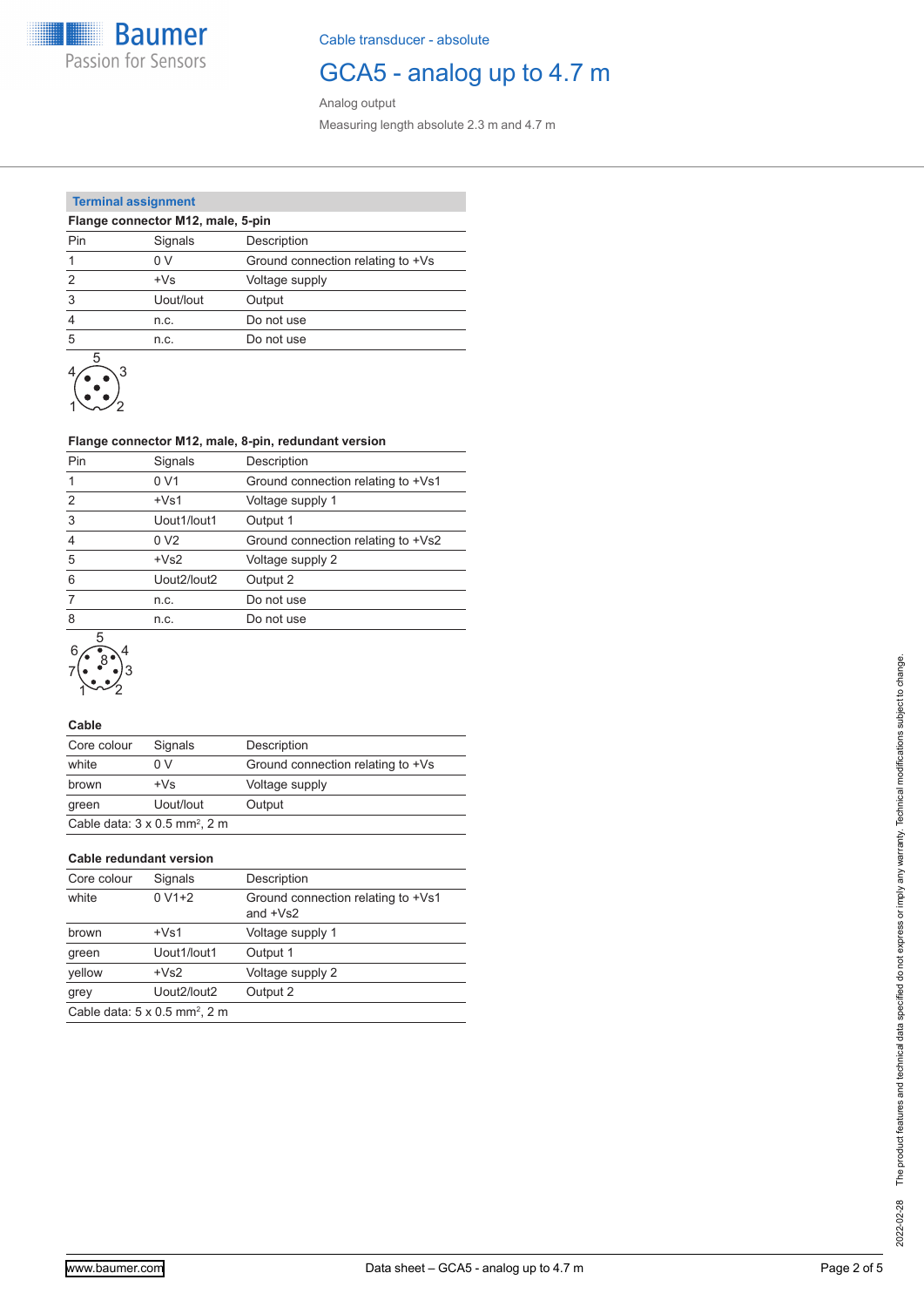## Terminal assignment

**Flange connector M12, male, 5-pin**

| Pin | Signals | Description |
|---|---|---|
| 1 | 0 V | Ground connection relating to +Vs |
| 2 | +Vs | Voltage supply |
| 3 | Uout/Iout | Output |
| 4 | n.c. | Do not use |
| 5 | n.c. | Do not use |

**Flange connector M12, male, 8-pin, redundant version**

| Pin | Signals | Description |
|---|---|---|
| 1 | 0 V1 | Ground connection relating to +Vs1 |
| 2 | +Vs1 | Voltage supply 1 |
| 3 | Uout1/Iout1 | Output 1 |
| 4 | 0 V2 | Ground connection relating to +Vs2 |
| 5 | +Vs2 | Voltage supply 2 |
| 6 | Uout2/Iout2 | Output 2 |
| 7 | n.c. | Do not use |
| 8 | n.c. | Do not use |

**Cable**

| Core colour | Signals | Description |
|---|---|---|
| white | 0 V | Ground connection relating to +Vs |
| brown | +Vs | Voltage supply |
| green | Uout/Iout | Output |
| Cable data: 3 x 0.5 mm², 2 m | | |

**Cable redundant version**

| Core colour | Signals | Description |
|---|---|---|
| white | 0 V1+2 | Ground connection relating to +Vs1 and +Vs2 |
| brown | +Vs1 | Voltage supply 1 |
| green | Uout1/Iout1 | Output 1 |
| yellow | +Vs2 | Voltage supply 2 |
| grey | Uout2/Iout2 | Output 2 |
| Cable data: 5 x 0.5 mm², 2 m | | |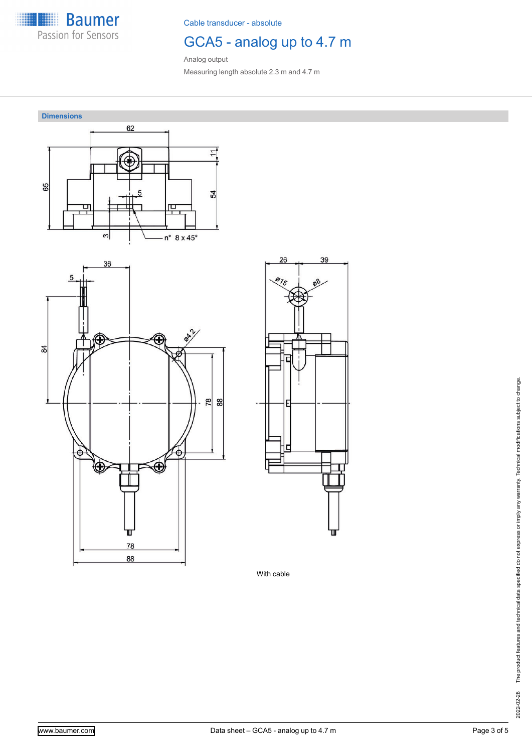Cable transducer - absolute

# GCA5 - analog up to 4.7 m

Analog output

Measuring length absolute 2.3 m and 4.7 m

## Dimensions

With cable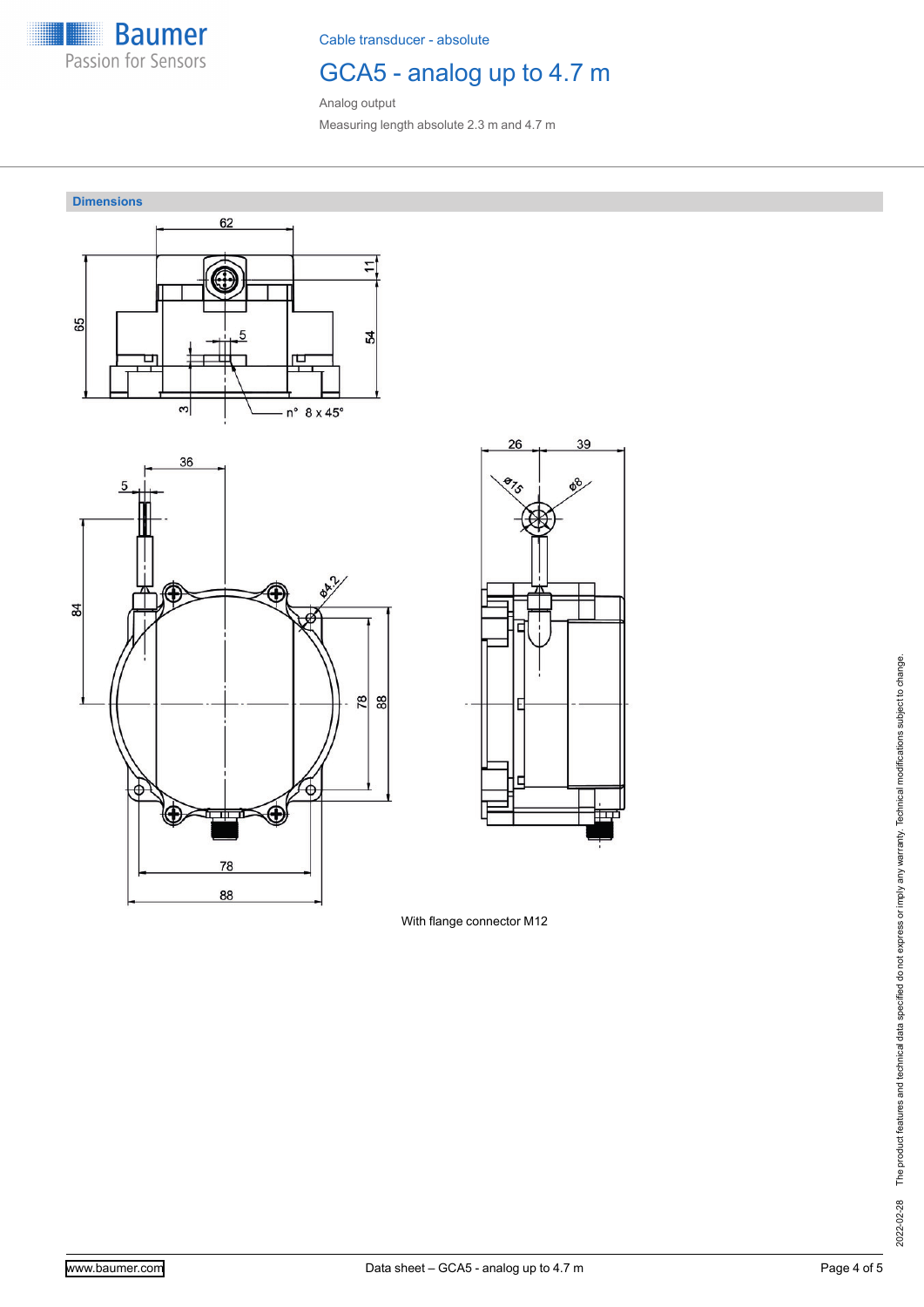Cable transducer - absolute

# GCA5 - analog up to 4.7 m

Analog output

Measuring length absolute 2.3 m and 4.7 m

## Dimensions

With flange connector M12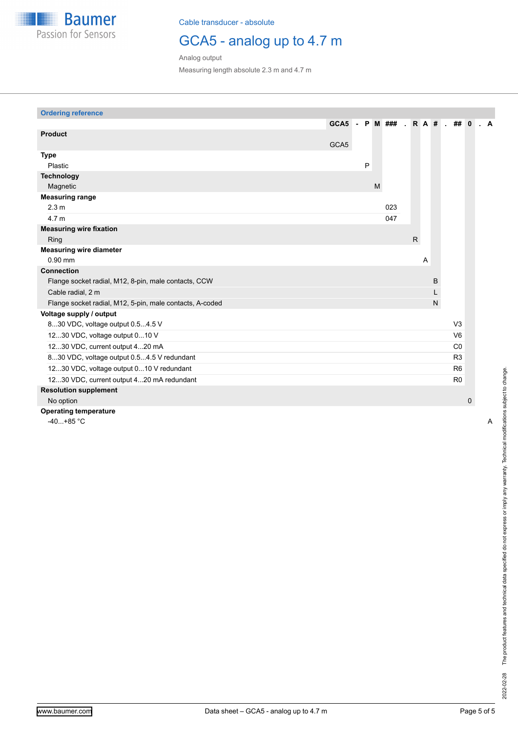Cable transducer - absolute

# GCA5 - analog up to 4.7 m

Analog output

Measuring length absolute 2.3 m and 4.7 m

## Ordering reference

| | GCA5 | - | P | M | ### | . | R | A | # | . | ## | 0 | . | A |
|---|---|---|---|---|---|---|---|---|---|---|---|---|---|---|
| **Product** | | | | | | | | | | | | | | |
| | GCA5 | | | | | | | | | | | | | |
| **Type** | | | | | | | | | | | | | | |
| Plastic | | | P | | | | | | | | | | | |
| **Technology** | | | | | | | | | | | | | | |
| Magnetic | | | | M | | | | | | | | | | |
| **Measuring range** | | | | | | | | | | | | | | |
| 2.3 m | | | | | 023 | | | | | | | | | |
| 4.7 m | | | | | 047 | | | | | | | | | |
| **Measuring wire fixation** | | | | | | | | | | | | | | |
| Ring | | | | | | | R | | | | | | | |
| **Measuring wire diameter** | | | | | | | | | | | | | | |
| 0.90 mm | | | | | | | | A | | | | | | |
| **Connection** | | | | | | | | | | | | | | |
| Flange socket radial, M12, 8-pin, male contacts, CCW | | | | | | | | | B | | | | | |
| Cable radial, 2 m | | | | | | | | | L | | | | | |
| Flange socket radial, M12, 5-pin, male contacts, A-coded | | | | | | | | | N | | | | | |
| **Voltage supply / output** | | | | | | | | | | | | | | |
| 8...30 VDC, voltage output 0.5...4.5 V | | | | | | | | | | | V3 | | | |
| 12...30 VDC, voltage output 0...10 V | | | | | | | | | | | V6 | | | |
| 12...30 VDC, current output 4...20 mA | | | | | | | | | | | C0 | | | |
| 8...30 VDC, voltage output 0.5...4.5 V redundant | | | | | | | | | | | R3 | | | |
| 12...30 VDC, voltage output 0...10 V redundant | | | | | | | | | | | R6 | | | |
| 12...30 VDC, current output 4...20 mA redundant | | | | | | | | | | | R0 | | | |
| **Resolution supplement** | | | | | | | | | | | | | | |
| No option | | | | | | | | | | | | 0 | | |
| **Operating temperature** | | | | | | | | | | | | | | |
| -40...+85 °C | | | | | | | | | | | | | | A |

2022-02-28 The product features and technical data specified do not express or imply any warranty. Technical modifications subject to change.